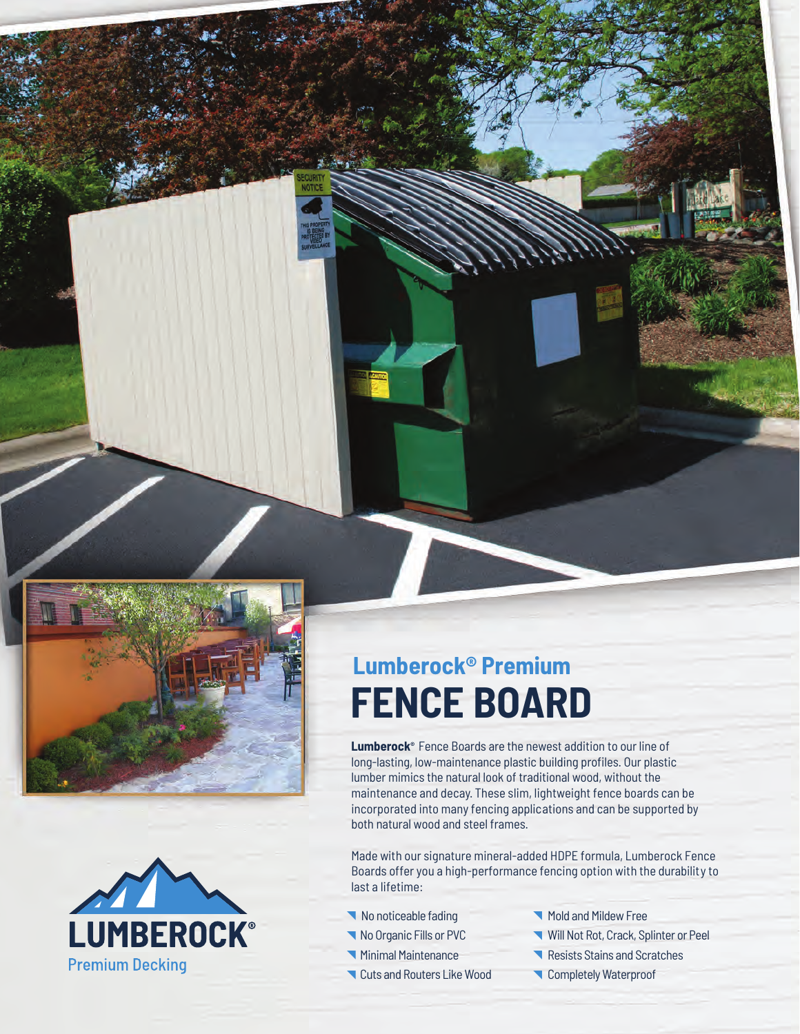# Lumberock® Premium

# FENCE BOARD

**Lumberock®** Fence Boards are the newest addition to our line of long-lasting, low-maintenance plastic building profiles. Our plastic lumber mimics the natural look of traditional wood, without the maintenance and decay. These slim, lightweight fence boards can be incorporated into many fencing applications and can be supported by both natural wood and steel frames.

Made with our signature mineral-added HDPE formula, Lumberock Fence Boards offer you a high-performance fencing option with the durability to last a lifetime:

- No noticeable fading
- No Organic Fills or PVC
- Minimal Maintenance
- Cuts and Routers Like Wood
- Mold and Mildew Free
- Will Not Rot, Crack, Splinter or Peel
- Resists Stains and Scratches
- Completely Waterproof

LUMBEROCK®
Premium Decking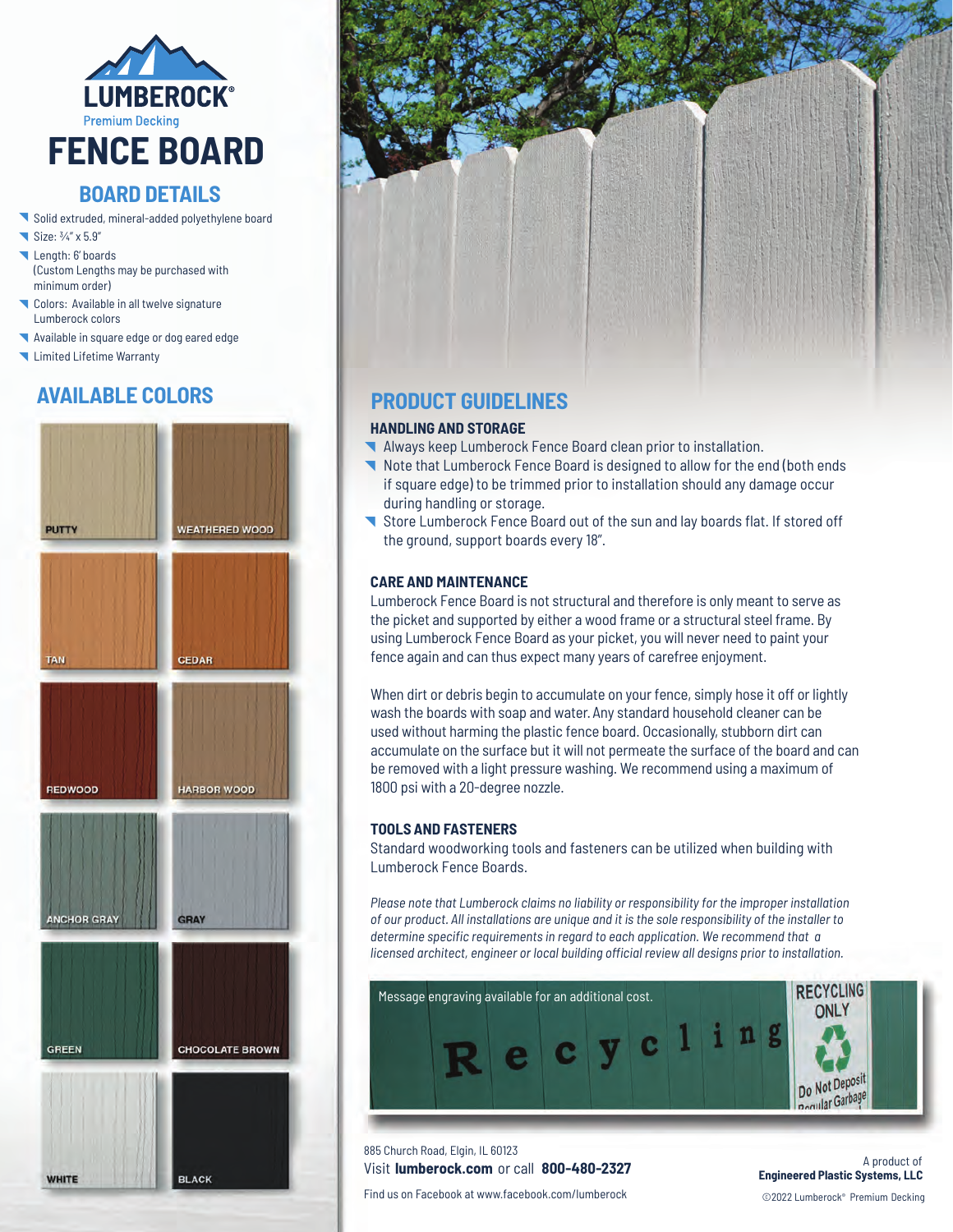LUMBEROCK®

Premium Decking

# FENCE BOARD

## BOARD DETAILS

- Solid extruded, mineral-added polyethylene board
- Size: ¾" x 5.9"
- Length: 6' boards (Custom Lengths may be purchased with minimum order)
- Colors: Available in all twelve signature Lumberock colors
- Available in square edge or dog eared edge
- Limited Lifetime Warranty

## AVAILABLE COLORS

PUTTY

WEATHERED WOOD

TAN

CEDAR

REDWOOD

HARBOR WOOD

ANCHOR GRAY

GRAY

GREEN

CHOCOLATE BROWN

WHITE

BLACK

## PRODUCT GUIDELINES

### HANDLING AND STORAGE

- Always keep Lumberock Fence Board clean prior to installation.
- Note that Lumberock Fence Board is designed to allow for the end (both ends if square edge) to be trimmed prior to installation should any damage occur during handling or storage.
- Store Lumberock Fence Board out of the sun and lay boards flat. If stored off the ground, support boards every 18".

### CARE AND MAINTENANCE

Lumberock Fence Board is not structural and therefore is only meant to serve as the picket and supported by either a wood frame or a structural steel frame. By using Lumberock Fence Board as your picket, you will never need to paint your fence again and can thus expect many years of carefree enjoyment.

When dirt or debris begin to accumulate on your fence, simply hose it off or lightly wash the boards with soap and water. Any standard household cleaner can be used without harming the plastic fence board. Occasionally, stubborn dirt can accumulate on the surface but it will not permeate the surface of the board and can be removed with a light pressure washing. We recommend using a maximum of 1800 psi with a 20-degree nozzle.

### TOOLS AND FASTENERS

Standard woodworking tools and fasteners can be utilized when building with Lumberock Fence Boards.

*Please note that Lumberock claims no liability or responsibility for the improper installation of our product. All installations are unique and it is the sole responsibility of the installer to determine specific requirements in regard to each application. We recommend that a licensed architect, engineer or local building official review all designs prior to installation.*

Message engraving available for an additional cost.

885 Church Road, Elgin, IL 60123

Visit **lumberock.com** or call **800-480-2327**

Find us on Facebook at www.facebook.com/lumberock

A product of
**Engineered Plastic Systems, LLC**

©2022 Lumberock® Premium Decking